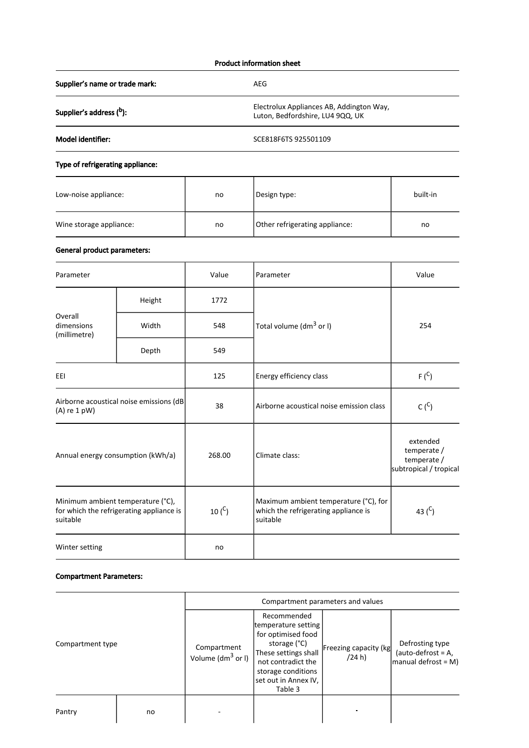**Product information sheet**

| | |
|---|---|
| **Supplier's name or trade mark:** | AEG |
| **Supplier's address ([b]):** | Electrolux Appliances AB, Addington Way, Luton, Bedfordshire, LU4 9QQ, UK |
| **Model identifier:** | SCE818F6TS 925501109 |

**Type of refrigerating appliance:**

| | | | |
|---|---|---|---|
| Low-noise appliance: | no | Design type: | built-in |
| Wine storage appliance: | no | Other refrigerating appliance: | no |

**General product parameters:**

| Parameter | | Value | Parameter | Value |
|---|---|---|---|---|
| Overall dimensions (millimetre) | Height | 1772 | Total volume ($dm^3$ or l) | 254 |
| | Width | 548 | | |
| | Depth | 549 | | |
| EEI | | 125 | Energy efficiency class | F ([C]) |
| Airborne acoustical noise emissions (dB (A) re 1 pW) | | 38 | Airborne acoustical noise emission class | C ([C]) |
| Annual energy consumption (kWh/a) | | 268.00 | Climate class: | extended temperate / temperate / subtropical / tropical |
| Minimum ambient temperature (°C), for which the refrigerating appliance is suitable | | 10 ([C]) | Maximum ambient temperature (°C), for which the refrigerating appliance is suitable | 43 ([C]) |
| Winter setting | | no | | |

**Compartment Parameters:**

| Compartment type | | Compartment parameters and values | | | |
|---|---|---|---|---|---|
| | | Compartment Volume ($dm^3$ or l) | Recommended temperature setting for optimised food storage (°C) These settings shall not contradict the storage conditions set out in Annex IV, Table 3 | Freezing capacity (kg /24 h) | Defrosting type (auto-defrost = A, manual defrost = M) |
| Pantry | no | - | | - | |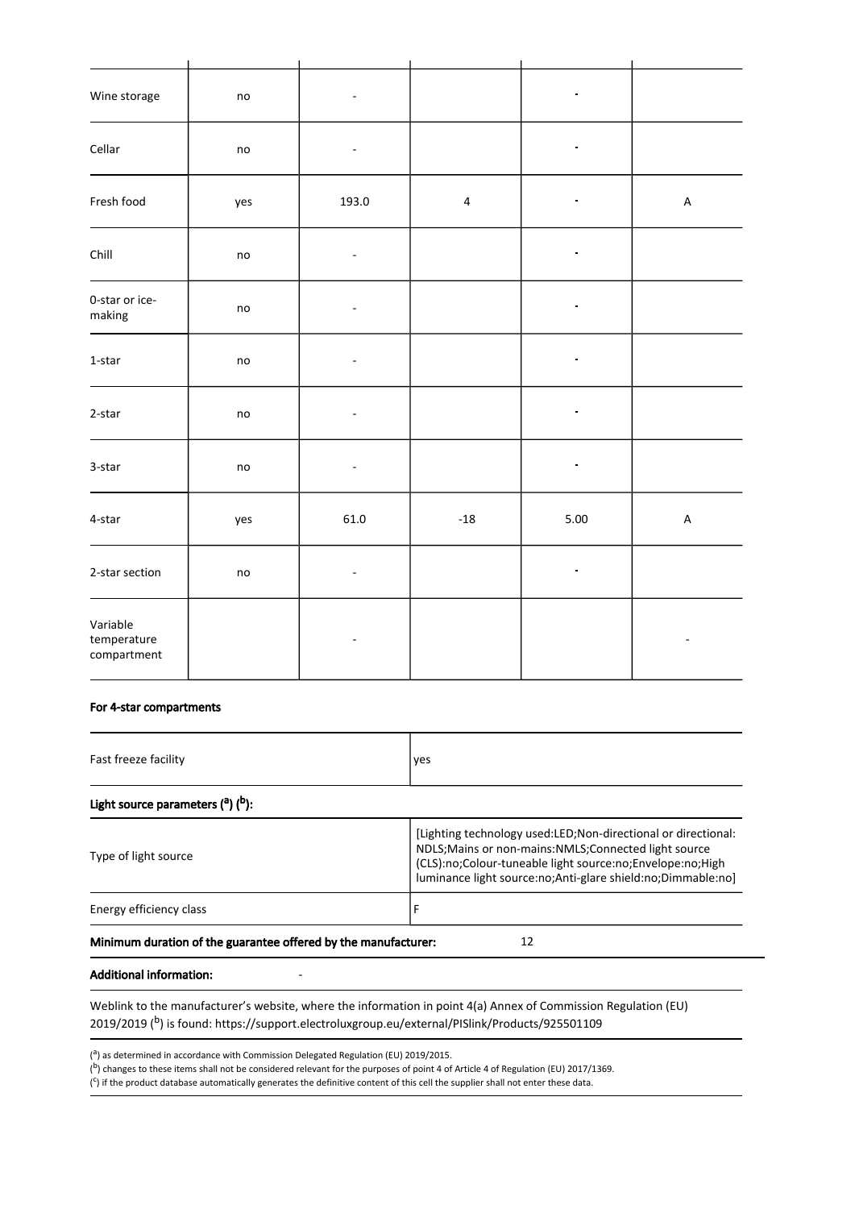| | | | | | |
|---|---|---|---|---|---|
| Wine storage | no | - | | - | |
| Cellar | no | - | | - | |
| Fresh food | yes | 193.0 | 4 | - | A |
| Chill | no | - | | - | |
| 0-star or ice-making | no | - | | - | |
| 1-star | no | - | | - | |
| 2-star | no | - | | - | |
| 3-star | no | - | | - | |
| 4-star | yes | 61.0 | -18 | 5.00 | A |
| 2-star section | no | - | | - | |
| Variable temperature compartment | | - | | | - |

**For 4-star compartments**

| | |
|---|---|
| Fast freeze facility | yes |

**Light source parameters ([a]) ([b]):**

| | |
|---|---|
| Type of light source | [Lighting technology used:LED;Non-directional or directional: NDLS;Mains or non-mains:NMLS;Connected light source (CLS):no;Colour-tuneable light source:no;Envelope:no;High luminance light source:no;Anti-glare shield:no;Dimmable:no] |
| Energy efficiency class | F |

**Minimum duration of the guarantee offered by the manufacturer:** 12

**Additional information:** -

Weblink to the manufacturer's website, where the information in point 4(a) Annex of Commission Regulation (EU) 2019/2019 ([b]) is found: https://support.electroluxgroup.eu/external/PISlink/Products/925501109

([a]) as determined in accordance with Commission Delegated Regulation (EU) 2019/2015.
([b]) changes to these items shall not be considered relevant for the purposes of point 4 of Article 4 of Regulation (EU) 2017/1369.
([c]) if the product database automatically generates the definitive content of this cell the supplier shall not enter these data.